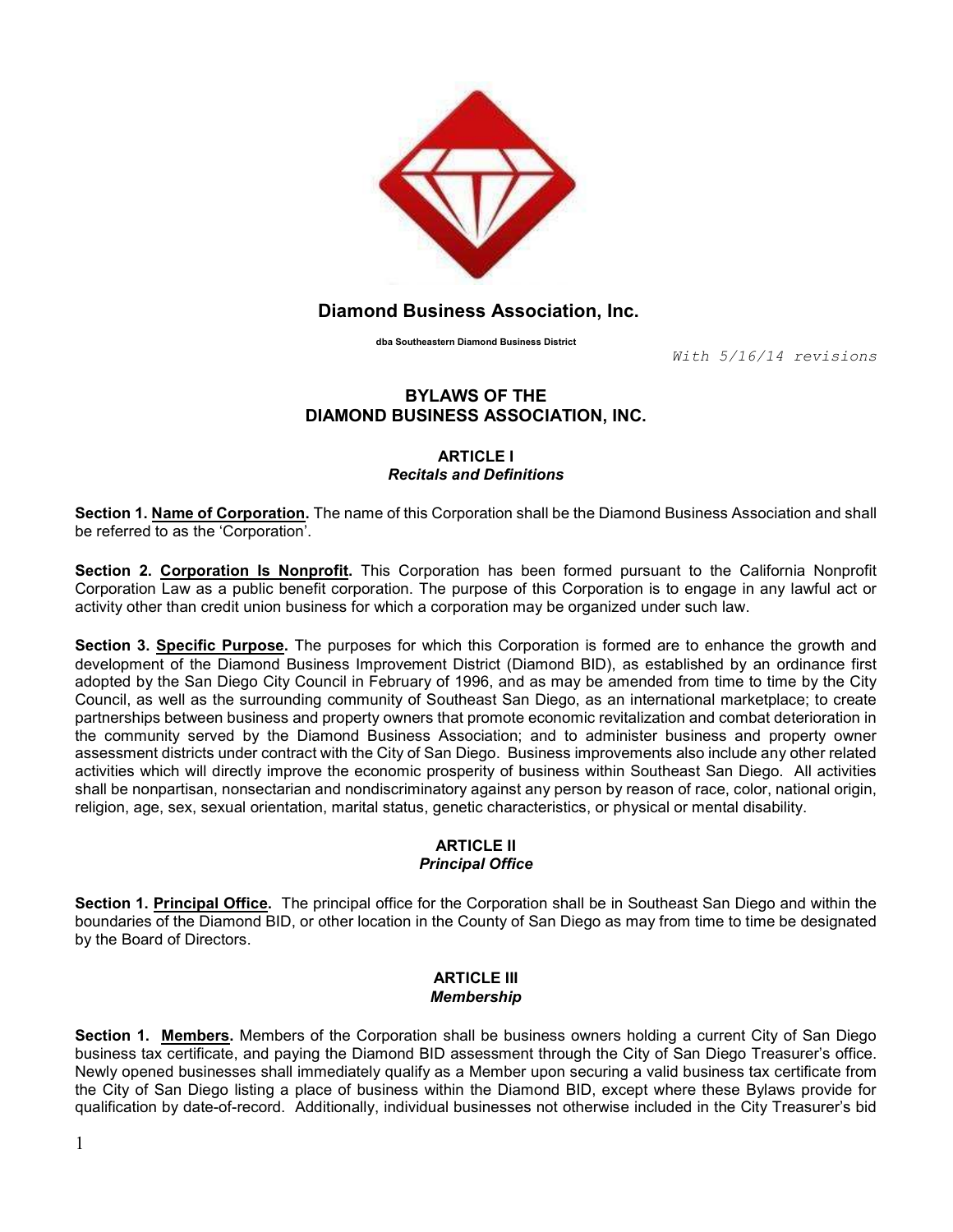# Diamond Business Association, Inc.

**dba Southeastern Diamond Business District**

*With 5/16/14 revisions*

## BYLAWS OF THE DIAMOND BUSINESS ASSOCIATION, INC.

### ARTICLE I
### *Recitals and Definitions*

**Section 1. Name of Corporation.** The name of this Corporation shall be the Diamond Business Association and shall be referred to as the 'Corporation'.

**Section 2. Corporation Is Nonprofit.** This Corporation has been formed pursuant to the California Nonprofit Corporation Law as a public benefit corporation. The purpose of this Corporation is to engage in any lawful act or activity other than credit union business for which a corporation may be organized under such law.

**Section 3. Specific Purpose.** The purposes for which this Corporation is formed are to enhance the growth and development of the Diamond Business Improvement District (Diamond BID), as established by an ordinance first adopted by the San Diego City Council in February of 1996, and as may be amended from time to time by the City Council, as well as the surrounding community of Southeast San Diego, as an international marketplace; to create partnerships between business and property owners that promote economic revitalization and combat deterioration in the community served by the Diamond Business Association; and to administer business and property owner assessment districts under contract with the City of San Diego. Business improvements also include any other related activities which will directly improve the economic prosperity of business within Southeast San Diego. All activities shall be nonpartisan, nonsectarian and nondiscriminatory against any person by reason of race, color, national origin, religion, age, sex, sexual orientation, marital status, genetic characteristics, or physical or mental disability.

### ARTICLE II
### *Principal Office*

**Section 1. Principal Office.** The principal office for the Corporation shall be in Southeast San Diego and within the boundaries of the Diamond BID, or other location in the County of San Diego as may from time to time be designated by the Board of Directors.

### ARTICLE III
### *Membership*

**Section 1. Members.** Members of the Corporation shall be business owners holding a current City of San Diego business tax certificate, and paying the Diamond BID assessment through the City of San Diego Treasurer's office. Newly opened businesses shall immediately qualify as a Member upon securing a valid business tax certificate from the City of San Diego listing a place of business within the Diamond BID, except where these Bylaws provide for qualification by date-of-record. Additionally, individual businesses not otherwise included in the City Treasurer's bid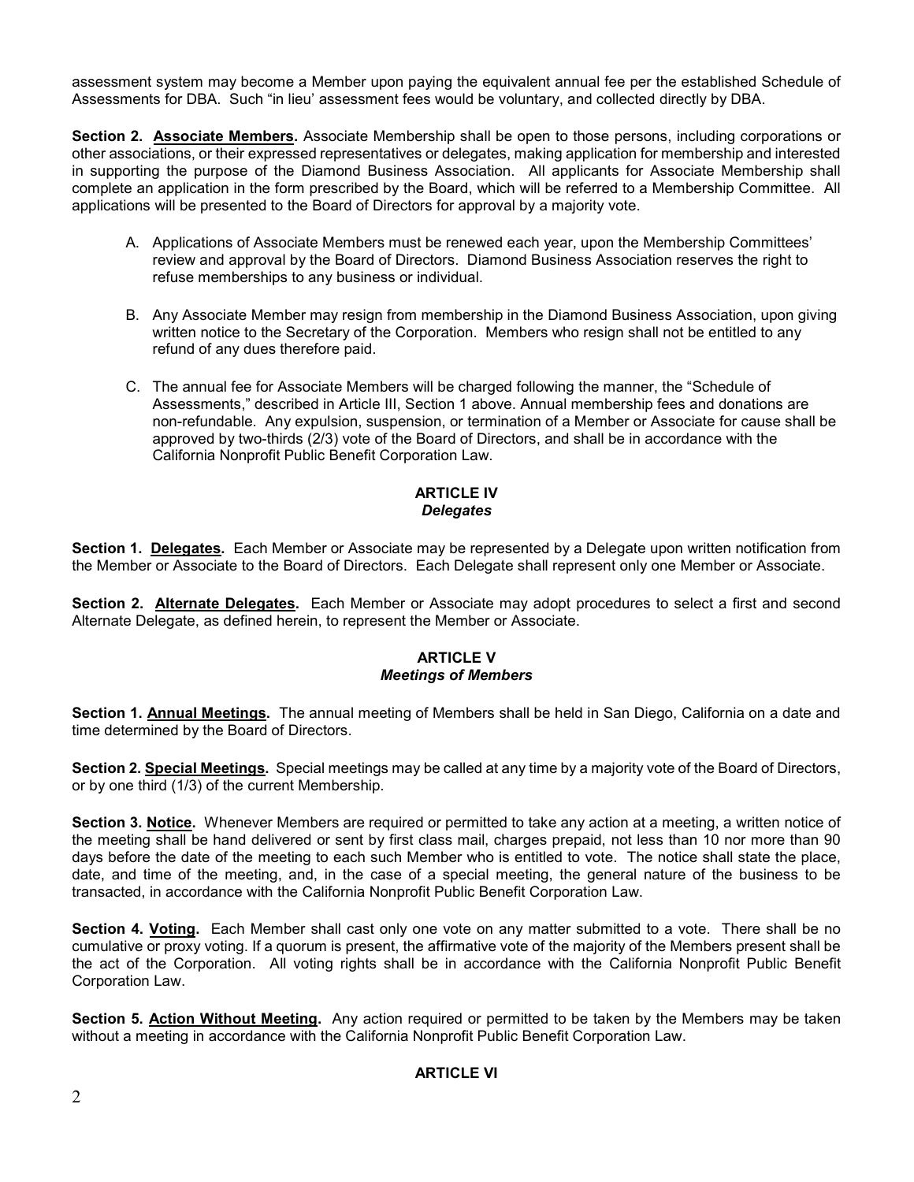assessment system may become a Member upon paying the equivalent annual fee per the established Schedule of Assessments for DBA. Such "in lieu' assessment fees would be voluntary, and collected directly by DBA.

**Section 2. Associate Members.** Associate Membership shall be open to those persons, including corporations or other associations, or their expressed representatives or delegates, making application for membership and interested in supporting the purpose of the Diamond Business Association. All applicants for Associate Membership shall complete an application in the form prescribed by the Board, which will be referred to a Membership Committee. All applications will be presented to the Board of Directors for approval by a majority vote.

A. Applications of Associate Members must be renewed each year, upon the Membership Committees' review and approval by the Board of Directors. Diamond Business Association reserves the right to refuse memberships to any business or individual.

B. Any Associate Member may resign from membership in the Diamond Business Association, upon giving written notice to the Secretary of the Corporation. Members who resign shall not be entitled to any refund of any dues therefore paid.

C. The annual fee for Associate Members will be charged following the manner, the "Schedule of Assessments," described in Article III, Section 1 above. Annual membership fees and donations are non-refundable. Any expulsion, suspension, or termination of a Member or Associate for cause shall be approved by two-thirds (2/3) vote of the Board of Directors, and shall be in accordance with the California Nonprofit Public Benefit Corporation Law.

## ARTICLE IV
### *Delegates*

**Section 1. Delegates.** Each Member or Associate may be represented by a Delegate upon written notification from the Member or Associate to the Board of Directors. Each Delegate shall represent only one Member or Associate.

**Section 2. Alternate Delegates.** Each Member or Associate may adopt procedures to select a first and second Alternate Delegate, as defined herein, to represent the Member or Associate.

## ARTICLE V
### *Meetings of Members*

**Section 1. Annual Meetings.** The annual meeting of Members shall be held in San Diego, California on a date and time determined by the Board of Directors.

**Section 2. Special Meetings.** Special meetings may be called at any time by a majority vote of the Board of Directors, or by one third (1/3) of the current Membership.

**Section 3. Notice.** Whenever Members are required or permitted to take any action at a meeting, a written notice of the meeting shall be hand delivered or sent by first class mail, charges prepaid, not less than 10 nor more than 90 days before the date of the meeting to each such Member who is entitled to vote. The notice shall state the place, date, and time of the meeting, and, in the case of a special meeting, the general nature of the business to be transacted, in accordance with the California Nonprofit Public Benefit Corporation Law.

**Section 4. Voting.** Each Member shall cast only one vote on any matter submitted to a vote. There shall be no cumulative or proxy voting. If a quorum is present, the affirmative vote of the majority of the Members present shall be the act of the Corporation. All voting rights shall be in accordance with the California Nonprofit Public Benefit Corporation Law.

**Section 5. Action Without Meeting.** Any action required or permitted to be taken by the Members may be taken without a meeting in accordance with the California Nonprofit Public Benefit Corporation Law.

## ARTICLE VI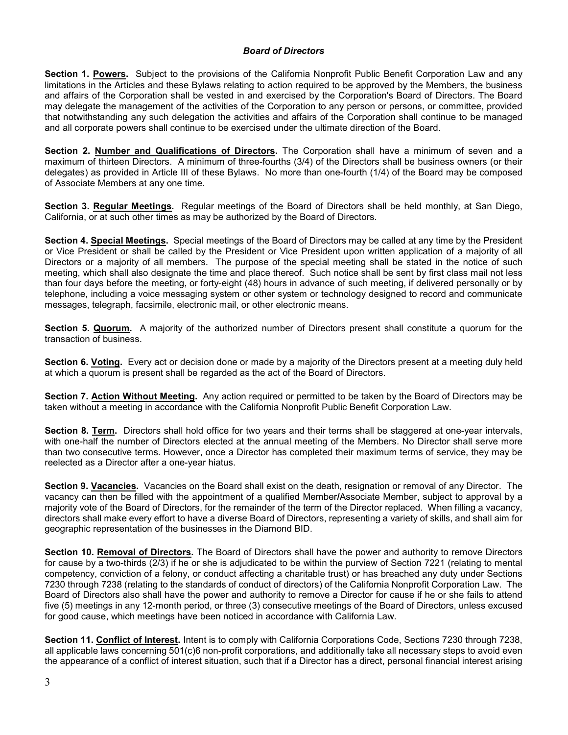### *Board of Directors*

**Section 1. Powers.** Subject to the provisions of the California Nonprofit Public Benefit Corporation Law and any limitations in the Articles and these Bylaws relating to action required to be approved by the Members, the business and affairs of the Corporation shall be vested in and exercised by the Corporation's Board of Directors. The Board may delegate the management of the activities of the Corporation to any person or persons, or committee, provided that notwithstanding any such delegation the activities and affairs of the Corporation shall continue to be managed and all corporate powers shall continue to be exercised under the ultimate direction of the Board.

**Section 2. Number and Qualifications of Directors.** The Corporation shall have a minimum of seven and a maximum of thirteen Directors. A minimum of three-fourths (3/4) of the Directors shall be business owners (or their delegates) as provided in Article III of these Bylaws. No more than one-fourth (1/4) of the Board may be composed of Associate Members at any one time.

**Section 3. Regular Meetings.** Regular meetings of the Board of Directors shall be held monthly, at San Diego, California, or at such other times as may be authorized by the Board of Directors.

**Section 4. Special Meetings.** Special meetings of the Board of Directors may be called at any time by the President or Vice President or shall be called by the President or Vice President upon written application of a majority of all Directors or a majority of all members. The purpose of the special meeting shall be stated in the notice of such meeting, which shall also designate the time and place thereof. Such notice shall be sent by first class mail not less than four days before the meeting, or forty-eight (48) hours in advance of such meeting, if delivered personally or by telephone, including a voice messaging system or other system or technology designed to record and communicate messages, telegraph, facsimile, electronic mail, or other electronic means.

**Section 5. Quorum.** A majority of the authorized number of Directors present shall constitute a quorum for the transaction of business.

**Section 6. Voting.** Every act or decision done or made by a majority of the Directors present at a meeting duly held at which a quorum is present shall be regarded as the act of the Board of Directors.

**Section 7. Action Without Meeting.** Any action required or permitted to be taken by the Board of Directors may be taken without a meeting in accordance with the California Nonprofit Public Benefit Corporation Law.

**Section 8. Term.** Directors shall hold office for two years and their terms shall be staggered at one-year intervals, with one-half the number of Directors elected at the annual meeting of the Members. No Director shall serve more than two consecutive terms. However, once a Director has completed their maximum terms of service, they may be reelected as a Director after a one-year hiatus.

**Section 9. Vacancies.** Vacancies on the Board shall exist on the death, resignation or removal of any Director. The vacancy can then be filled with the appointment of a qualified Member/Associate Member, subject to approval by a majority vote of the Board of Directors, for the remainder of the term of the Director replaced. When filling a vacancy, directors shall make every effort to have a diverse Board of Directors, representing a variety of skills, and shall aim for geographic representation of the businesses in the Diamond BID.

**Section 10. Removal of Directors.** The Board of Directors shall have the power and authority to remove Directors for cause by a two-thirds (2/3) if he or she is adjudicated to be within the purview of Section 7221 (relating to mental competency, conviction of a felony, or conduct affecting a charitable trust) or has breached any duty under Sections 7230 through 7238 (relating to the standards of conduct of directors) of the California Nonprofit Corporation Law. The Board of Directors also shall have the power and authority to remove a Director for cause if he or she fails to attend five (5) meetings in any 12-month period, or three (3) consecutive meetings of the Board of Directors, unless excused for good cause, which meetings have been noticed in accordance with California Law.

**Section 11. Conflict of Interest.** Intent is to comply with California Corporations Code, Sections 7230 through 7238, all applicable laws concerning 501(c)6 non-profit corporations, and additionally take all necessary steps to avoid even the appearance of a conflict of interest situation, such that if a Director has a direct, personal financial interest arising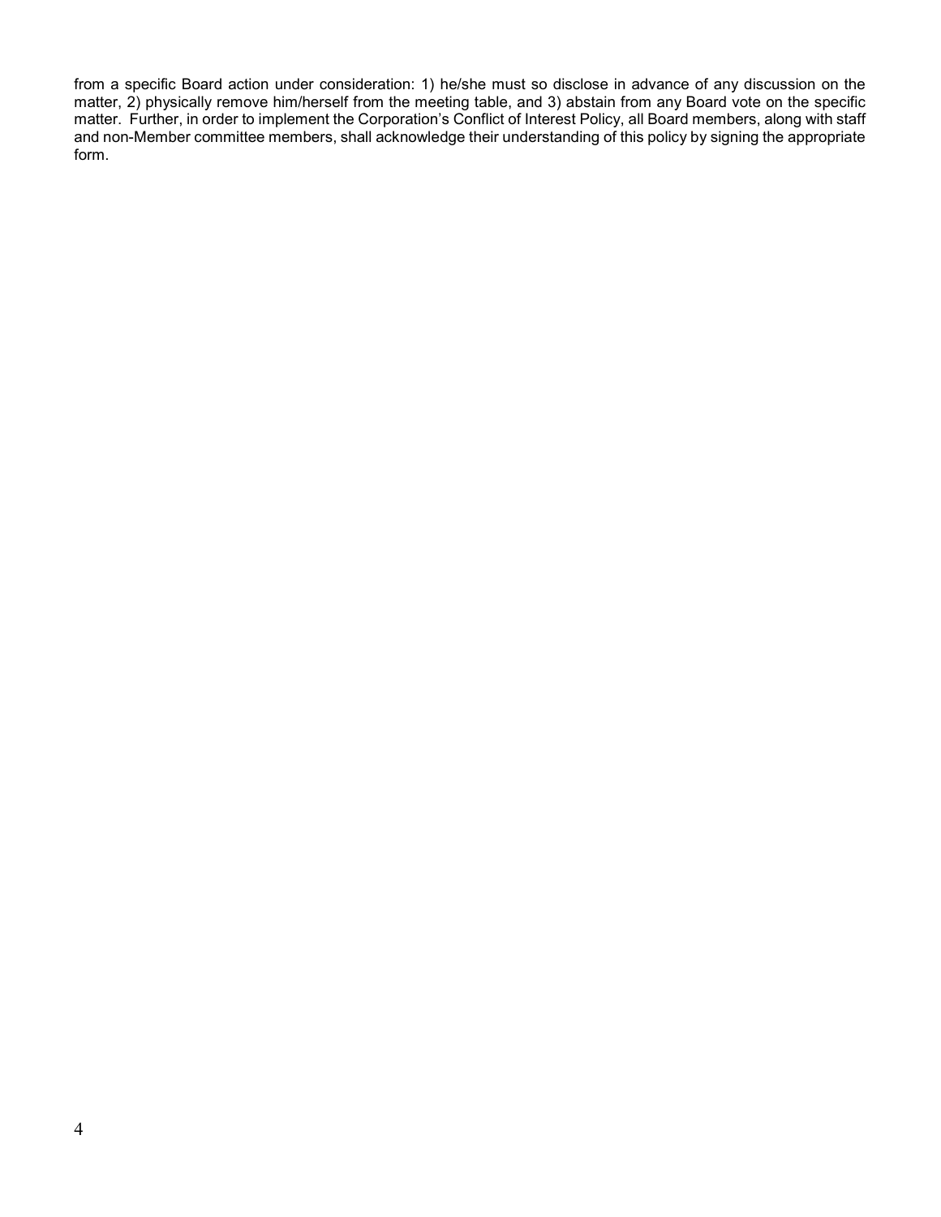from a specific Board action under consideration: 1) he/she must so disclose in advance of any discussion on the matter, 2) physically remove him/herself from the meeting table, and 3) abstain from any Board vote on the specific matter. Further, in order to implement the Corporation's Conflict of Interest Policy, all Board members, along with staff and non-Member committee members, shall acknowledge their understanding of this policy by signing the appropriate form.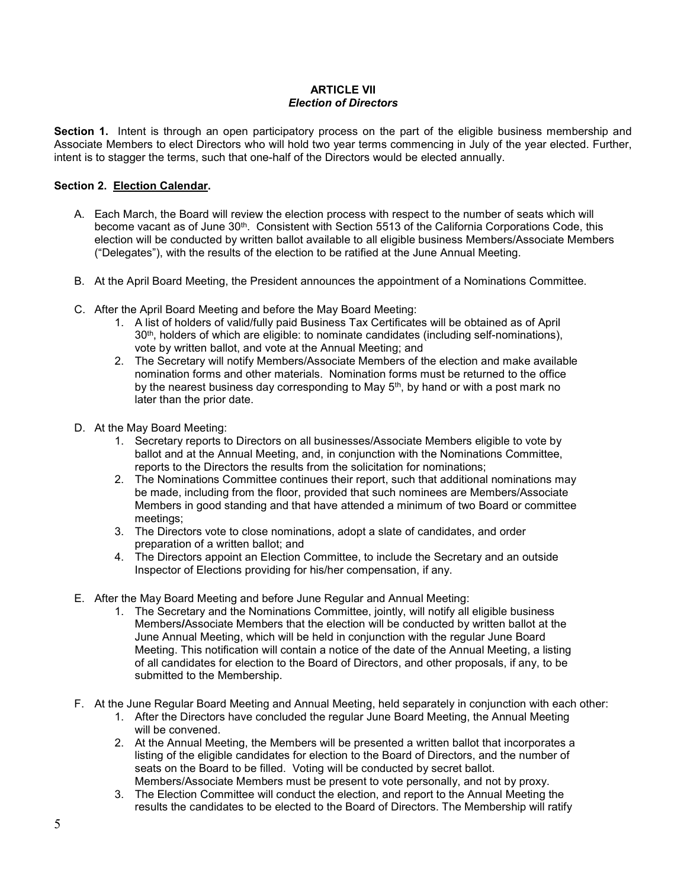## ARTICLE VII
### *Election of Directors*

**Section 1.** Intent is through an open participatory process on the part of the eligible business membership and Associate Members to elect Directors who will hold two year terms commencing in July of the year elected. Further, intent is to stagger the terms, such that one-half of the Directors would be elected annually.

**Section 2. Election Calendar.**

A. Each March, the Board will review the election process with respect to the number of seats which will become vacant as of June 30th. Consistent with Section 5513 of the California Corporations Code, this election will be conducted by written ballot available to all eligible business Members/Associate Members ("Delegates"), with the results of the election to be ratified at the June Annual Meeting.

B. At the April Board Meeting, the President announces the appointment of a Nominations Committee.

C. After the April Board Meeting and before the May Board Meeting:
   1. A list of holders of valid/fully paid Business Tax Certificates will be obtained as of April 30th, holders of which are eligible: to nominate candidates (including self-nominations), vote by written ballot, and vote at the Annual Meeting; and
   2. The Secretary will notify Members/Associate Members of the election and make available nomination forms and other materials. Nomination forms must be returned to the office by the nearest business day corresponding to May 5th, by hand or with a post mark no later than the prior date.

D. At the May Board Meeting:
   1. Secretary reports to Directors on all businesses/Associate Members eligible to vote by ballot and at the Annual Meeting, and, in conjunction with the Nominations Committee, reports to the Directors the results from the solicitation for nominations;
   2. The Nominations Committee continues their report, such that additional nominations may be made, including from the floor, provided that such nominees are Members/Associate Members in good standing and that have attended a minimum of two Board or committee meetings;
   3. The Directors vote to close nominations, adopt a slate of candidates, and order preparation of a written ballot; and
   4. The Directors appoint an Election Committee, to include the Secretary and an outside Inspector of Elections providing for his/her compensation, if any.

E. After the May Board Meeting and before June Regular and Annual Meeting:
   1. The Secretary and the Nominations Committee, jointly, will notify all eligible business Members/Associate Members that the election will be conducted by written ballot at the June Annual Meeting, which will be held in conjunction with the regular June Board Meeting. This notification will contain a notice of the date of the Annual Meeting, a listing of all candidates for election to the Board of Directors, and other proposals, if any, to be submitted to the Membership.

F. At the June Regular Board Meeting and Annual Meeting, held separately in conjunction with each other:
   1. After the Directors have concluded the regular June Board Meeting, the Annual Meeting will be convened.
   2. At the Annual Meeting, the Members will be presented a written ballot that incorporates a listing of the eligible candidates for election to the Board of Directors, and the number of seats on the Board to be filled. Voting will be conducted by secret ballot. Members/Associate Members must be present to vote personally, and not by proxy.
   3. The Election Committee will conduct the election, and report to the Annual Meeting the results the candidates to be elected to the Board of Directors. The Membership will ratify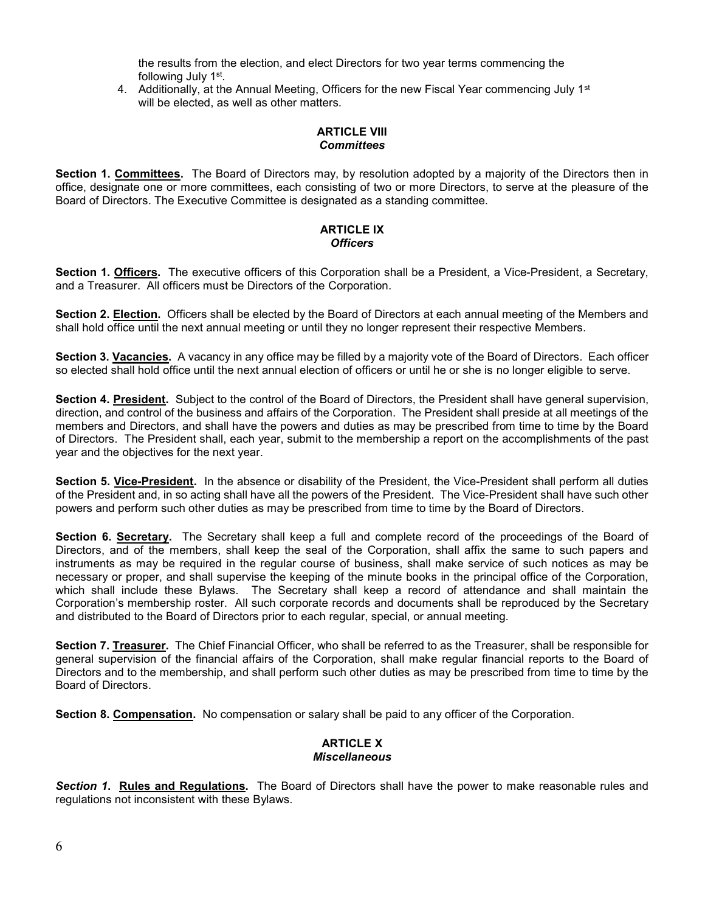the results from the election, and elect Directors for two year terms commencing the following July 1st.

4. Additionally, at the Annual Meeting, Officers for the new Fiscal Year commencing July 1st will be elected, as well as other matters.

## ARTICLE VIII
### *Committees*

**Section 1. <u>Committees</u>.** The Board of Directors may, by resolution adopted by a majority of the Directors then in office, designate one or more committees, each consisting of two or more Directors, to serve at the pleasure of the Board of Directors. The Executive Committee is designated as a standing committee.

## ARTICLE IX
### *Officers*

**Section 1. <u>Officers</u>.** The executive officers of this Corporation shall be a President, a Vice-President, a Secretary, and a Treasurer. All officers must be Directors of the Corporation.

**Section 2. <u>Election</u>.** Officers shall be elected by the Board of Directors at each annual meeting of the Members and shall hold office until the next annual meeting or until they no longer represent their respective Members.

**Section 3. <u>Vacancies</u>.** A vacancy in any office may be filled by a majority vote of the Board of Directors. Each officer so elected shall hold office until the next annual election of officers or until he or she is no longer eligible to serve.

**Section 4. <u>President</u>.** Subject to the control of the Board of Directors, the President shall have general supervision, direction, and control of the business and affairs of the Corporation. The President shall preside at all meetings of the members and Directors, and shall have the powers and duties as may be prescribed from time to time by the Board of Directors. The President shall, each year, submit to the membership a report on the accomplishments of the past year and the objectives for the next year.

**Section 5. <u>Vice-President</u>.** In the absence or disability of the President, the Vice-President shall perform all duties of the President and, in so acting shall have all the powers of the President. The Vice-President shall have such other powers and perform such other duties as may be prescribed from time to time by the Board of Directors.

**Section 6. <u>Secretary</u>.** The Secretary shall keep a full and complete record of the proceedings of the Board of Directors, and of the members, shall keep the seal of the Corporation, shall affix the same to such papers and instruments as may be required in the regular course of business, shall make service of such notices as may be necessary or proper, and shall supervise the keeping of the minute books in the principal office of the Corporation, which shall include these Bylaws. The Secretary shall keep a record of attendance and shall maintain the Corporation's membership roster. All such corporate records and documents shall be reproduced by the Secretary and distributed to the Board of Directors prior to each regular, special, or annual meeting.

**Section 7. <u>Treasurer</u>.** The Chief Financial Officer, who shall be referred to as the Treasurer, shall be responsible for general supervision of the financial affairs of the Corporation, shall make regular financial reports to the Board of Directors and to the membership, and shall perform such other duties as may be prescribed from time to time by the Board of Directors.

**Section 8. <u>Compensation</u>.** No compensation or salary shall be paid to any officer of the Corporation.

## ARTICLE X
### *Miscellaneous*

***Section 1*. <u>Rules and Regulations</u>.** The Board of Directors shall have the power to make reasonable rules and regulations not inconsistent with these Bylaws.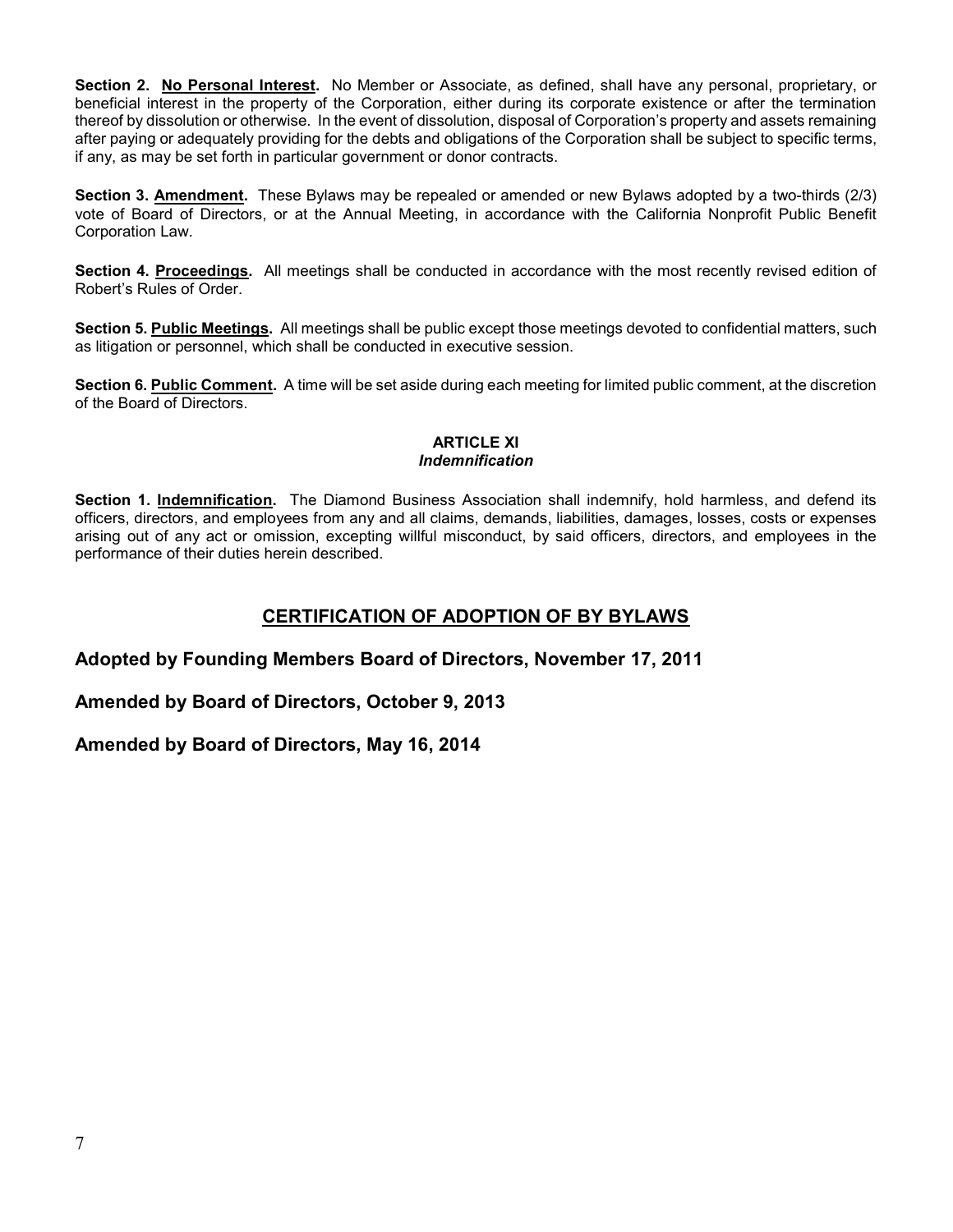**Section 2. No Personal Interest.** No Member or Associate, as defined, shall have any personal, proprietary, or beneficial interest in the property of the Corporation, either during its corporate existence or after the termination thereof by dissolution or otherwise. In the event of dissolution, disposal of Corporation's property and assets remaining after paying or adequately providing for the debts and obligations of the Corporation shall be subject to specific terms, if any, as may be set forth in particular government or donor contracts.

**Section 3. Amendment.** These Bylaws may be repealed or amended or new Bylaws adopted by a two-thirds (2/3) vote of Board of Directors, or at the Annual Meeting, in accordance with the California Nonprofit Public Benefit Corporation Law.

**Section 4. Proceedings.** All meetings shall be conducted in accordance with the most recently revised edition of Robert's Rules of Order.

**Section 5. Public Meetings.** All meetings shall be public except those meetings devoted to confidential matters, such as litigation or personnel, which shall be conducted in executive session.

**Section 6. Public Comment.** A time will be set aside during each meeting for limited public comment, at the discretion of the Board of Directors.

## ARTICLE XI
### *Indemnification*

**Section 1. Indemnification.** The Diamond Business Association shall indemnify, hold harmless, and defend its officers, directors, and employees from any and all claims, demands, liabilities, damages, losses, costs or expenses arising out of any act or omission, excepting willful misconduct, by said officers, directors, and employees in the performance of their duties herein described.

## CERTIFICATION OF ADOPTION OF BY BYLAWS

**Adopted by Founding Members Board of Directors, November 17, 2011**

**Amended by Board of Directors, October 9, 2013**

**Amended by Board of Directors, May 16, 2014**